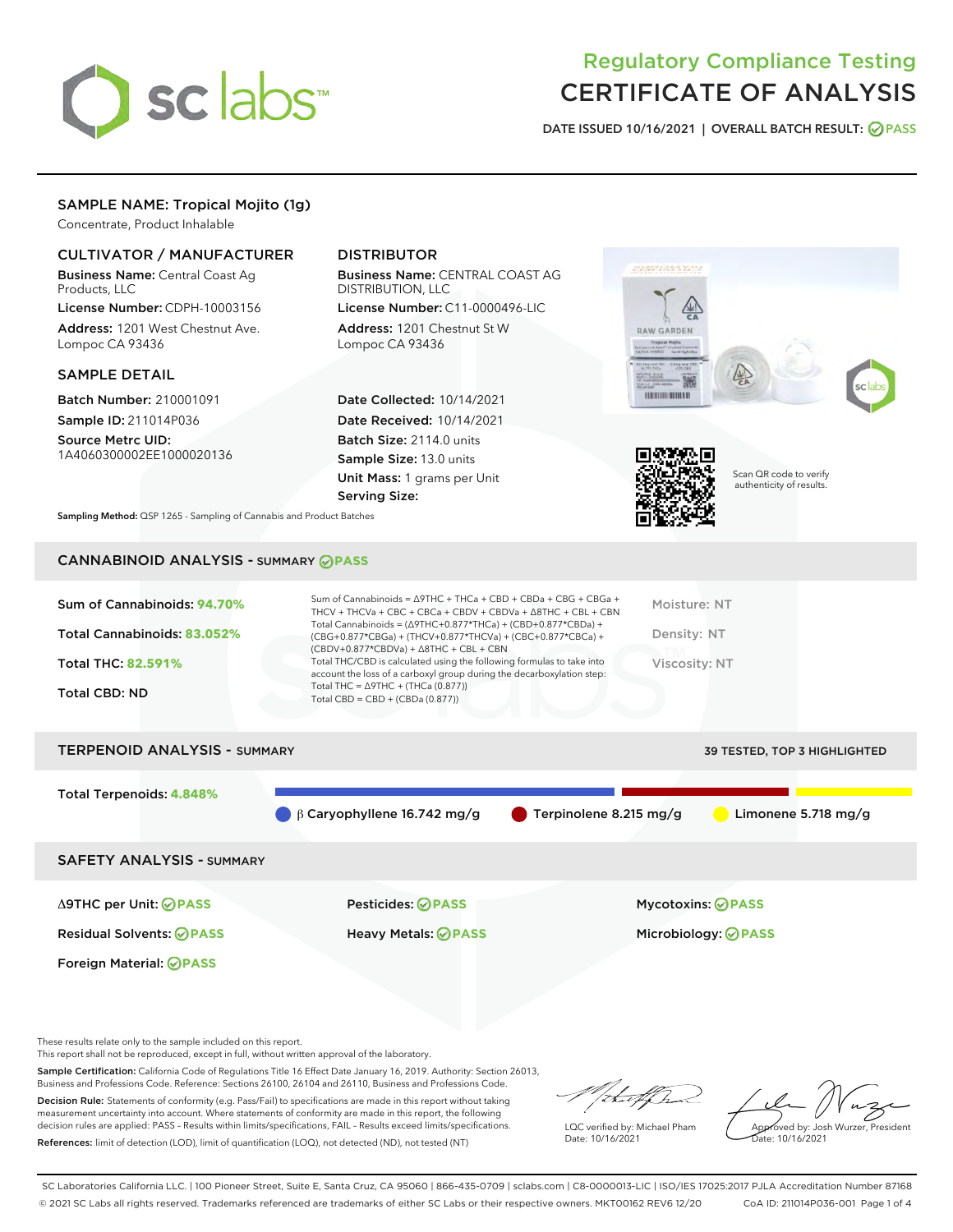# Regulatory Compliance Testing
# CERTIFICATE OF ANALYSIS

DATE ISSUED 10/16/2021 | OVERALL BATCH RESULT: PASS

## SAMPLE NAME: Tropical Mojito (1g)

Concentrate, Product Inhalable

### CULTIVATOR / MANUFACTURER

**Business Name:** Central Coast Ag Products, LLC
**License Number:** CDPH-10003156
**Address:** 1201 West Chestnut Ave. Lompoc CA 93436

### DISTRIBUTOR

**Business Name:** CENTRAL COAST AG DISTRIBUTION, LLC
**License Number:** C11-0000496-LIC
**Address:** 1201 Chestnut St W Lompoc CA 93436

### SAMPLE DETAIL

**Batch Number:** 210001091
**Sample ID:** 211014P036
**Source Metrc UID:** 1A4060300002EE1000020136

**Date Collected:** 10/14/2021
**Date Received:** 10/14/2021
**Batch Size:** 2114.0 units
**Sample Size:** 13.0 units
**Unit Mass:** 1 grams per Unit
**Serving Size:**

Scan QR code to verify authenticity of results.

**Sampling Method:** QSP 1265 - Sampling of Cannabis and Product Batches

## CANNABINOID ANALYSIS - SUMMARY PASS

Sum of Cannabinoids: **94.70%**
Total Cannabinoids: **83.052%**
Total THC: **82.591%**
Total CBD: ND

Sum of Cannabinoids = Δ9THC + THCa + CBD + CBDa + CBG + CBGa + THCV + THCVa + CBC + CBCa + CBDV + CBDVa + Δ8THC + CBL + CBN
Total Cannabinoids = (Δ9THC+0.877*THCa) + (CBD+0.877*CBDa) + (CBG+0.877*CBGa) + (THCV+0.877*THCVa) + (CBC+0.877*CBCa) + (CBDV+0.877*CBDVa) + Δ8THC + CBL + CBN
Total THC/CBD is calculated using the following formulas to take into account the loss of a carboxyl group during the decarboxylation step:
Total THC = Δ9THC + (THCa (0.877))
Total CBD = CBD + (CBDa (0.877))

Moisture: NT
Density: NT
Viscosity: NT

## TERPENOID ANALYSIS - SUMMARY

39 TESTED, TOP 3 HIGHLIGHTED

Total Terpenoids: **4.848%**

β Caryophyllene 16.742 mg/g
Terpinolene 8.215 mg/g
Limonene 5.718 mg/g

## SAFETY ANALYSIS - SUMMARY

| | | |
|---|---|---|
| Δ9THC per Unit: PASS | Pesticides: PASS | Mycotoxins: PASS |
| Residual Solvents: PASS | Heavy Metals: PASS | Microbiology: PASS |
| Foreign Material: PASS | | |

These results relate only to the sample included on this report.
This report shall not be reproduced, except in full, without written approval of the laboratory.

**Sample Certification:** California Code of Regulations Title 16 Effect Date January 16, 2019. Authority: Section 26013, Business and Professions Code. Reference: Sections 26100, 26104 and 26110, Business and Professions Code.

**Decision Rule:** Statements of conformity (e.g. Pass/Fail) to specifications are made in this report without taking measurement uncertainty into account. Where statements of conformity are made in this report, the following decision rules are applied: PASS - Results within limits/specifications, FAIL - Results exceed limits/specifications.

**References:** limit of detection (LOD), limit of quantification (LOQ), not detected (ND), not tested (NT)

LQC verified by: Michael Pham
Date: 10/16/2021

Approved by: Josh Wurzer, President
Date: 10/16/2021

SC Laboratories California LLC. | 100 Pioneer Street, Suite E, Santa Cruz, CA 95060 | 866-435-0709 | sclabs.com | C8-0000013-LIC | ISO/IES 17025:2017 PJLA Accreditation Number 87168
© 2021 SC Labs all rights reserved. Trademarks referenced are trademarks of either SC Labs or their respective owners. MKT00162 REV6 12/20 CoA ID: 211014P036-001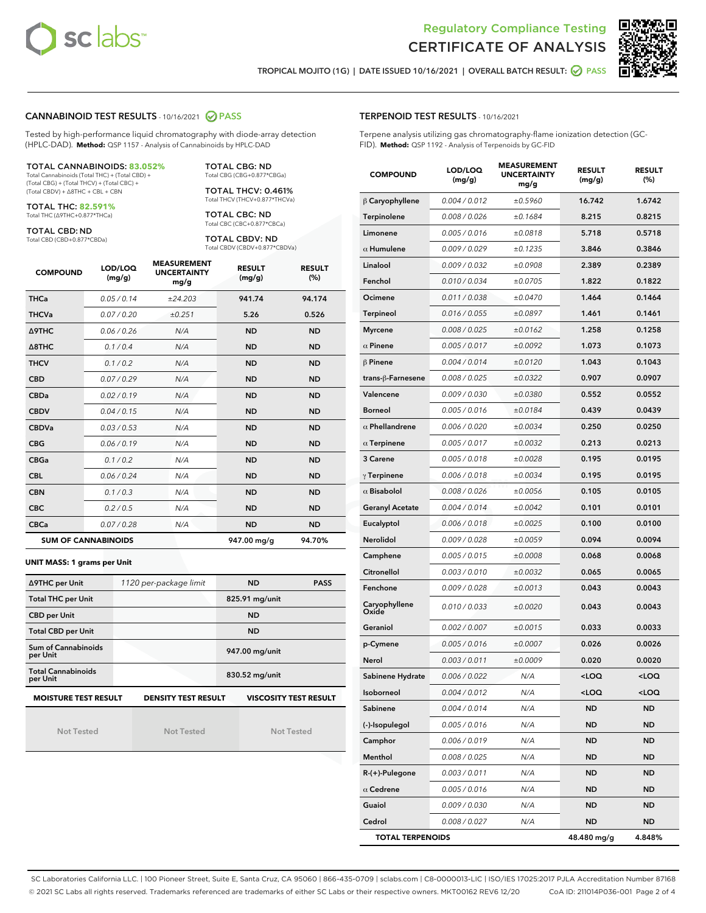# Regulatory Compliance Testing
# CERTIFICATE OF ANALYSIS

TROPICAL MOJITO (1G) | DATE ISSUED 10/16/2021 | OVERALL BATCH RESULT: PASS

## CANNABINOID TEST RESULTS - 10/16/2021 PASS

Tested by high-performance liquid chromatography with diode-array detection (HPLC-DAD). **Method:** QSP 1157 - Analysis of Cannabinoids by HPLC-DAD

**TOTAL CANNABINOIDS: 83.052%**
Total Cannabinoids (Total THC) + (Total CBD) + (Total CBG) + (Total THCV) + (Total CBC) + (Total CBDV) + Δ8THC + CBL + CBN

**TOTAL THC: 82.591%**
Total THC (Δ9THC+0.877*THCa)

**TOTAL CBD: ND**
Total CBD (CBD+0.877*CBDa)

**TOTAL CBG: ND**
Total CBG (CBG+0.877*CBGa)

**TOTAL THCV: 0.461%**
Total THCV (THCV+0.877*THCVa)

**TOTAL CBC: ND**
Total CBC (CBC+0.877*CBCa)

**TOTAL CBDV: ND**
Total CBDV (CBDV+0.877*CBDVa)

| COMPOUND | LOD/LOQ (mg/g) | MEASUREMENT UNCERTAINTY mg/g | RESULT (mg/g) | RESULT (%) |
|---|---|---|---|---|
| THCa | 0.05 / 0.14 | ±24.203 | 941.74 | 94.174 |
| THCVa | 0.07 / 0.20 | ±0.251 | 5.26 | 0.526 |
| Δ9THC | 0.06 / 0.26 | N/A | ND | ND |
| Δ8THC | 0.1 / 0.4 | N/A | ND | ND |
| THCV | 0.1 / 0.2 | N/A | ND | ND |
| CBD | 0.07 / 0.29 | N/A | ND | ND |
| CBDa | 0.02 / 0.19 | N/A | ND | ND |
| CBDV | 0.04 / 0.15 | N/A | ND | ND |
| CBDVa | 0.03 / 0.53 | N/A | ND | ND |
| CBG | 0.06 / 0.19 | N/A | ND | ND |
| CBGa | 0.1 / 0.2 | N/A | ND | ND |
| CBL | 0.06 / 0.24 | N/A | ND | ND |
| CBN | 0.1 / 0.3 | N/A | ND | ND |
| CBC | 0.2 / 0.5 | N/A | ND | ND |
| CBCa | 0.07 / 0.28 | N/A | ND | ND |
| **SUM OF CANNABINOIDS** | | | 947.00 mg/g | 94.70% |

**UNIT MASS: 1 grams per Unit**

| | | | |
|---|---|---|---|
| Δ9THC per Unit | 1120 per-package limit | ND | PASS |
| Total THC per Unit | | 825.91 mg/unit | |
| CBD per Unit | | ND | |
| Total CBD per Unit | | ND | |
| Sum of Cannabinoids per Unit | | 947.00 mg/unit | |
| Total Cannabinoids per Unit | | 830.52 mg/unit | |

| MOISTURE TEST RESULT | DENSITY TEST RESULT | VISCOSITY TEST RESULT |
|---|---|---|
| Not Tested | Not Tested | Not Tested |

## TERPENOID TEST RESULTS - 10/16/2021

Terpene analysis utilizing gas chromatography-flame ionization detection (GC-FID). **Method:** QSP 1192 - Analysis of Terpenoids by GC-FID

| COMPOUND | LOD/LOQ (mg/g) | MEASUREMENT UNCERTAINTY mg/g | RESULT (mg/g) | RESULT (%) |
|---|---|---|---|---|
| β Caryophyllene | 0.004 / 0.012 | ±0.5960 | 16.742 | 1.6742 |
| Terpinolene | 0.008 / 0.026 | ±0.1684 | 8.215 | 0.8215 |
| Limonene | 0.005 / 0.016 | ±0.0818 | 5.718 | 0.5718 |
| α Humulene | 0.009 / 0.029 | ±0.1235 | 3.846 | 0.3846 |
| Linalool | 0.009 / 0.032 | ±0.0908 | 2.389 | 0.2389 |
| Fenchol | 0.010 / 0.034 | ±0.0705 | 1.822 | 0.1822 |
| Ocimene | 0.011 / 0.038 | ±0.0470 | 1.464 | 0.1464 |
| Terpineol | 0.016 / 0.055 | ±0.0897 | 1.461 | 0.1461 |
| Myrcene | 0.008 / 0.025 | ±0.0162 | 1.258 | 0.1258 |
| α Pinene | 0.005 / 0.017 | ±0.0092 | 1.073 | 0.1073 |
| β Pinene | 0.004 / 0.014 | ±0.0120 | 1.043 | 0.1043 |
| trans-β-Farnesene | 0.008 / 0.025 | ±0.0322 | 0.907 | 0.0907 |
| Valencene | 0.009 / 0.030 | ±0.0380 | 0.552 | 0.0552 |
| Borneol | 0.005 / 0.016 | ±0.0184 | 0.439 | 0.0439 |
| α Phellandrene | 0.006 / 0.020 | ±0.0034 | 0.250 | 0.0250 |
| α Terpinene | 0.005 / 0.017 | ±0.0032 | 0.213 | 0.0213 |
| 3 Carene | 0.005 / 0.018 | ±0.0028 | 0.195 | 0.0195 |
| γ Terpinene | 0.006 / 0.018 | ±0.0034 | 0.195 | 0.0195 |
| α Bisabolol | 0.008 / 0.026 | ±0.0056 | 0.105 | 0.0105 |
| Geranyl Acetate | 0.004 / 0.014 | ±0.0042 | 0.101 | 0.0101 |
| Eucalyptol | 0.006 / 0.018 | ±0.0025 | 0.100 | 0.0100 |
| Nerolidol | 0.009 / 0.028 | ±0.0059 | 0.094 | 0.0094 |
| Camphene | 0.005 / 0.015 | ±0.0008 | 0.068 | 0.0068 |
| Citronellol | 0.003 / 0.010 | ±0.0032 | 0.065 | 0.0065 |
| Fenchone | 0.009 / 0.028 | ±0.0013 | 0.043 | 0.0043 |
| Caryophyllene Oxide | 0.010 / 0.033 | ±0.0020 | 0.043 | 0.0043 |
| Geraniol | 0.002 / 0.007 | ±0.0015 | 0.033 | 0.0033 |
| p-Cymene | 0.005 / 0.016 | ±0.0007 | 0.026 | 0.0026 |
| Nerol | 0.003 / 0.011 | ±0.0009 | 0.020 | 0.0020 |
| Sabinene Hydrate | 0.006 / 0.022 | N/A | <LOQ | <LOQ |
| Isoborneol | 0.004 / 0.012 | N/A | <LOQ | <LOQ |
| Sabinene | 0.004 / 0.014 | N/A | ND | ND |
| (-)-Isopulegol | 0.005 / 0.016 | N/A | ND | ND |
| Camphor | 0.006 / 0.019 | N/A | ND | ND |
| Menthol | 0.008 / 0.025 | N/A | ND | ND |
| R-(+)-Pulegone | 0.003 / 0.011 | N/A | ND | ND |
| α Cedrene | 0.005 / 0.016 | N/A | ND | ND |
| Guaiol | 0.009 / 0.030 | N/A | ND | ND |
| Cedrol | 0.008 / 0.027 | N/A | ND | ND |
| **TOTAL TERPENOIDS** | | | 48.480 mg/g | 4.848% |

SC Laboratories California LLC. | 100 Pioneer Street, Suite E, Santa Cruz, CA 95060 | 866-435-0709 | sclabs.com | C8-0000013-LIC | ISO/IES 17025:2017 PJLA Accreditation Number 87168
© 2021 SC Labs all rights reserved. Trademarks referenced are trademarks of either SC Labs or their respective owners. MKT00162 REV6 12/20 CoA ID: 211014P036-001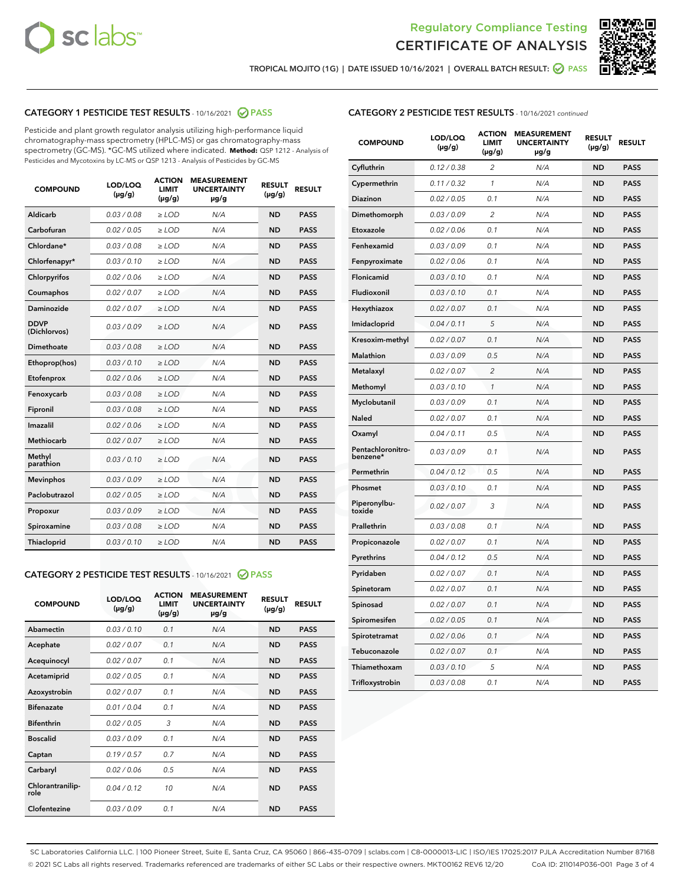Regulatory Compliance Testing
CERTIFICATE OF ANALYSIS

TROPICAL MOJITO (1G) | DATE ISSUED 10/16/2021 | OVERALL BATCH RESULT: PASS

## CATEGORY 1 PESTICIDE TEST RESULTS - 10/16/2021 PASS

Pesticide and plant growth regulator analysis utilizing high-performance liquid chromatography-mass spectrometry (HPLC-MS) or gas chromatography-mass spectrometry (GC-MS). *GC-MS utilized where indicated. **Method:** QSP 1212 - Analysis of Pesticides and Mycotoxins by LC-MS or QSP 1213 - Analysis of Pesticides by GC-MS

| COMPOUND | LOD/LOQ (µg/g) | ACTION LIMIT (µg/g) | MEASUREMENT UNCERTAINTY µg/g | RESULT (µg/g) | RESULT |
|---|---|---|---|---|---|
| Aldicarb | 0.03 / 0.08 | ≥ LOD | N/A | ND | PASS |
| Carbofuran | 0.02 / 0.05 | ≥ LOD | N/A | ND | PASS |
| Chlordane* | 0.03 / 0.08 | ≥ LOD | N/A | ND | PASS |
| Chlorfenapyr* | 0.03 / 0.10 | ≥ LOD | N/A | ND | PASS |
| Chlorpyrifos | 0.02 / 0.06 | ≥ LOD | N/A | ND | PASS |
| Coumaphos | 0.02 / 0.07 | ≥ LOD | N/A | ND | PASS |
| Daminozide | 0.02 / 0.07 | ≥ LOD | N/A | ND | PASS |
| DDVP (Dichlorvos) | 0.03 / 0.09 | ≥ LOD | N/A | ND | PASS |
| Dimethoate | 0.03 / 0.08 | ≥ LOD | N/A | ND | PASS |
| Ethoprop(hos) | 0.03 / 0.10 | ≥ LOD | N/A | ND | PASS |
| Etofenprox | 0.02 / 0.06 | ≥ LOD | N/A | ND | PASS |
| Fenoxycarb | 0.03 / 0.08 | ≥ LOD | N/A | ND | PASS |
| Fipronil | 0.03 / 0.08 | ≥ LOD | N/A | ND | PASS |
| Imazalil | 0.02 / 0.06 | ≥ LOD | N/A | ND | PASS |
| Methiocarb | 0.02 / 0.07 | ≥ LOD | N/A | ND | PASS |
| Methyl parathion | 0.03 / 0.10 | ≥ LOD | N/A | ND | PASS |
| Mevinphos | 0.03 / 0.09 | ≥ LOD | N/A | ND | PASS |
| Paclobutrazol | 0.02 / 0.05 | ≥ LOD | N/A | ND | PASS |
| Propoxur | 0.03 / 0.09 | ≥ LOD | N/A | ND | PASS |
| Spiroxamine | 0.03 / 0.08 | ≥ LOD | N/A | ND | PASS |
| Thiacloprid | 0.03 / 0.10 | ≥ LOD | N/A | ND | PASS |

## CATEGORY 2 PESTICIDE TEST RESULTS - 10/16/2021 PASS

| COMPOUND | LOD/LOQ (µg/g) | ACTION LIMIT (µg/g) | MEASUREMENT UNCERTAINTY µg/g | RESULT (µg/g) | RESULT |
|---|---|---|---|---|---|
| Abamectin | 0.03 / 0.10 | 0.1 | N/A | ND | PASS |
| Acephate | 0.02 / 0.07 | 0.1 | N/A | ND | PASS |
| Acequinocyl | 0.02 / 0.07 | 0.1 | N/A | ND | PASS |
| Acetamiprid | 0.02 / 0.05 | 0.1 | N/A | ND | PASS |
| Azoxystrobin | 0.02 / 0.07 | 0.1 | N/A | ND | PASS |
| Bifenazate | 0.01 / 0.04 | 0.1 | N/A | ND | PASS |
| Bifenthrin | 0.02 / 0.05 | 3 | N/A | ND | PASS |
| Boscalid | 0.03 / 0.09 | 0.1 | N/A | ND | PASS |
| Captan | 0.19 / 0.57 | 0.7 | N/A | ND | PASS |
| Carbaryl | 0.02 / 0.06 | 0.5 | N/A | ND | PASS |
| Chlorantraniliprole | 0.04 / 0.12 | 10 | N/A | ND | PASS |
| Clofentezine | 0.03 / 0.09 | 0.1 | N/A | ND | PASS |
| Cyfluthrin | 0.12 / 0.38 | 2 | N/A | ND | PASS |
| Cypermethrin | 0.11 / 0.32 | 1 | N/A | ND | PASS |
| Diazinon | 0.02 / 0.05 | 0.1 | N/A | ND | PASS |
| Dimethomorph | 0.03 / 0.09 | 2 | N/A | ND | PASS |
| Etoxazole | 0.02 / 0.06 | 0.1 | N/A | ND | PASS |
| Fenhexamid | 0.03 / 0.09 | 0.1 | N/A | ND | PASS |
| Fenpyroximate | 0.02 / 0.06 | 0.1 | N/A | ND | PASS |
| Flonicamid | 0.03 / 0.10 | 0.1 | N/A | ND | PASS |
| Fludioxonil | 0.03 / 0.10 | 0.1 | N/A | ND | PASS |
| Hexythiazox | 0.02 / 0.07 | 0.1 | N/A | ND | PASS |
| Imidacloprid | 0.04 / 0.11 | 5 | N/A | ND | PASS |
| Kresoxim-methyl | 0.02 / 0.07 | 0.1 | N/A | ND | PASS |
| Malathion | 0.03 / 0.09 | 0.5 | N/A | ND | PASS |
| Metalaxyl | 0.02 / 0.07 | 2 | N/A | ND | PASS |
| Methomyl | 0.03 / 0.10 | 1 | N/A | ND | PASS |
| Myclobutanil | 0.03 / 0.09 | 0.1 | N/A | ND | PASS |
| Naled | 0.02 / 0.07 | 0.1 | N/A | ND | PASS |
| Oxamyl | 0.04 / 0.11 | 0.5 | N/A | ND | PASS |
| Pentachloronitrobenzene* | 0.03 / 0.09 | 0.1 | N/A | ND | PASS |
| Permethrin | 0.04 / 0.12 | 0.5 | N/A | ND | PASS |
| Phosmet | 0.03 / 0.10 | 0.1 | N/A | ND | PASS |
| Piperonylbutoxide | 0.02 / 0.07 | 3 | N/A | ND | PASS |
| Prallethrin | 0.03 / 0.08 | 0.1 | N/A | ND | PASS |
| Propiconazole | 0.02 / 0.07 | 0.1 | N/A | ND | PASS |
| Pyrethrins | 0.04 / 0.12 | 0.5 | N/A | ND | PASS |
| Pyridaben | 0.02 / 0.07 | 0.1 | N/A | ND | PASS |
| Spinetoram | 0.02 / 0.07 | 0.1 | N/A | ND | PASS |
| Spinosad | 0.02 / 0.07 | 0.1 | N/A | ND | PASS |
| Spiromesifen | 0.02 / 0.05 | 0.1 | N/A | ND | PASS |
| Spirotetramat | 0.02 / 0.06 | 0.1 | N/A | ND | PASS |
| Tebuconazole | 0.02 / 0.07 | 0.1 | N/A | ND | PASS |
| Thiamethoxam | 0.03 / 0.10 | 5 | N/A | ND | PASS |
| Trifloxystrobin | 0.03 / 0.08 | 0.1 | N/A | ND | PASS |

SC Laboratories California LLC. | 100 Pioneer Street, Suite E, Santa Cruz, CA 95060 | 866-435-0709 | sclabs.com | C8-0000013-LIC | ISO/IES 17025:2017 PJLA Accreditation Number 87168
© 2021 SC Labs all rights reserved. Trademarks referenced are trademarks of either SC Labs or their respective owners. MKT00162 REV6 12/20 CoA ID: 211014P036-001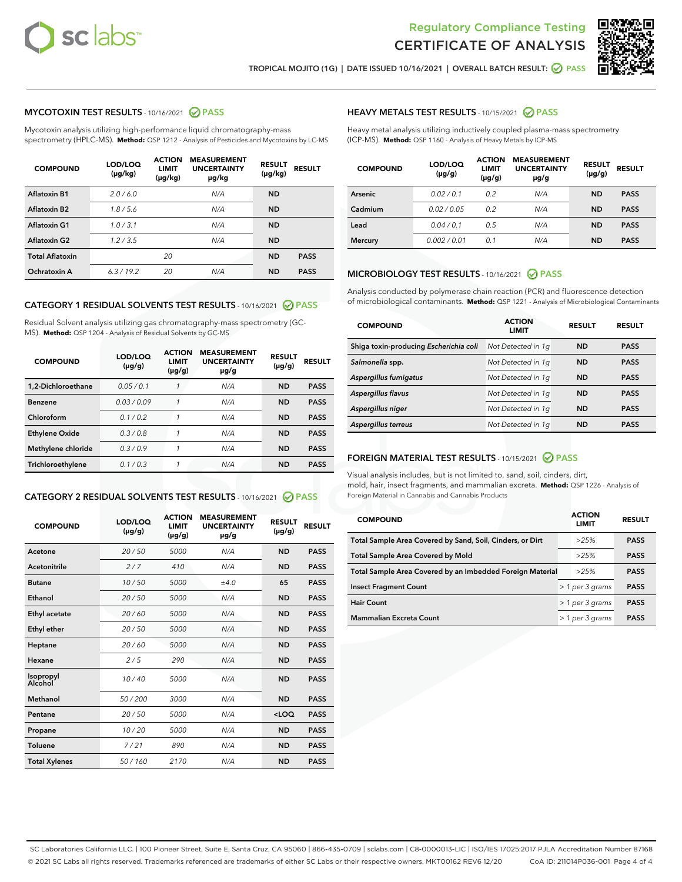Regulatory Compliance Testing
CERTIFICATE OF ANALYSIS

TROPICAL MOJITO (1G) | DATE ISSUED 10/16/2021 | OVERALL BATCH RESULT: PASS

## MYCOTOXIN TEST RESULTS - 10/16/2021 PASS

Mycotoxin analysis utilizing high-performance liquid chromatography-mass spectrometry (HPLC-MS). **Method:** QSP 1212 - Analysis of Pesticides and Mycotoxins by LC-MS

| COMPOUND | LOD/LOQ (µg/kg) | ACTION LIMIT (µg/kg) | MEASUREMENT UNCERTAINTY µg/kg | RESULT (µg/kg) | RESULT |
|---|---|---|---|---|---|
| Aflatoxin B1 | 2.0 / 6.0 | | N/A | ND | |
| Aflatoxin B2 | 1.8 / 5.6 | | N/A | ND | |
| Aflatoxin G1 | 1.0 / 3.1 | | N/A | ND | |
| Aflatoxin G2 | 1.2 / 3.5 | | N/A | ND | |
| Total Aflatoxin | | 20 | | ND | PASS |
| Ochratoxin A | 6.3 / 19.2 | 20 | N/A | ND | PASS |

## CATEGORY 1 RESIDUAL SOLVENTS TEST RESULTS - 10/16/2021 PASS

Residual Solvent analysis utilizing gas chromatography-mass spectrometry (GC-MS). **Method:** QSP 1204 - Analysis of Residual Solvents by GC-MS

| COMPOUND | LOD/LOQ (µg/g) | ACTION LIMIT (µg/g) | MEASUREMENT UNCERTAINTY µg/g | RESULT (µg/g) | RESULT |
|---|---|---|---|---|---|
| 1,2-Dichloroethane | 0.05 / 0.1 | 1 | N/A | ND | PASS |
| Benzene | 0.03 / 0.09 | 1 | N/A | ND | PASS |
| Chloroform | 0.1 / 0.2 | 1 | N/A | ND | PASS |
| Ethylene Oxide | 0.3 / 0.8 | 1 | N/A | ND | PASS |
| Methylene chloride | 0.3 / 0.9 | 1 | N/A | ND | PASS |
| Trichloroethylene | 0.1 / 0.3 | 1 | N/A | ND | PASS |

## CATEGORY 2 RESIDUAL SOLVENTS TEST RESULTS - 10/16/2021 PASS

| COMPOUND | LOD/LOQ (µg/g) | ACTION LIMIT (µg/g) | MEASUREMENT UNCERTAINTY µg/g | RESULT (µg/g) | RESULT |
|---|---|---|---|---|---|
| Acetone | 20 / 50 | 5000 | N/A | ND | PASS |
| Acetonitrile | 2 / 7 | 410 | N/A | ND | PASS |
| Butane | 10 / 50 | 5000 | ±4.0 | 65 | PASS |
| Ethanol | 20 / 50 | 5000 | N/A | ND | PASS |
| Ethyl acetate | 20 / 60 | 5000 | N/A | ND | PASS |
| Ethyl ether | 20 / 50 | 5000 | N/A | ND | PASS |
| Heptane | 20 / 60 | 5000 | N/A | ND | PASS |
| Hexane | 2 / 5 | 290 | N/A | ND | PASS |
| Isopropyl Alcohol | 10 / 40 | 5000 | N/A | ND | PASS |
| Methanol | 50 / 200 | 3000 | N/A | ND | PASS |
| Pentane | 20 / 50 | 5000 | N/A | <LOQ | PASS |
| Propane | 10 / 20 | 5000 | N/A | ND | PASS |
| Toluene | 7 / 21 | 890 | N/A | ND | PASS |
| Total Xylenes | 50 / 160 | 2170 | N/A | ND | PASS |

## HEAVY METALS TEST RESULTS - 10/15/2021 PASS

Heavy metal analysis utilizing inductively coupled plasma-mass spectrometry (ICP-MS). **Method:** QSP 1160 - Analysis of Heavy Metals by ICP-MS

| COMPOUND | LOD/LOQ (µg/g) | ACTION LIMIT (µg/g) | MEASUREMENT UNCERTAINTY µg/g | RESULT (µg/g) | RESULT |
|---|---|---|---|---|---|
| Arsenic | 0.02 / 0.1 | 0.2 | N/A | ND | PASS |
| Cadmium | 0.02 / 0.05 | 0.2 | N/A | ND | PASS |
| Lead | 0.04 / 0.1 | 0.5 | N/A | ND | PASS |
| Mercury | 0.002 / 0.01 | 0.1 | N/A | ND | PASS |

## MICROBIOLOGY TEST RESULTS - 10/16/2021 PASS

Analysis conducted by polymerase chain reaction (PCR) and fluorescence detection of microbiological contaminants. **Method:** QSP 1221 - Analysis of Microbiological Contaminants

| COMPOUND | ACTION LIMIT | RESULT | RESULT |
|---|---|---|---|
| Shiga toxin-producing *Escherichia coli* | Not Detected in 1g | ND | PASS |
| *Salmonella* spp. | Not Detected in 1g | ND | PASS |
| *Aspergillus fumigatus* | Not Detected in 1g | ND | PASS |
| *Aspergillus flavus* | Not Detected in 1g | ND | PASS |
| *Aspergillus niger* | Not Detected in 1g | ND | PASS |
| *Aspergillus terreus* | Not Detected in 1g | ND | PASS |

## FOREIGN MATERIAL TEST RESULTS - 10/15/2021 PASS

Visual analysis includes, but is not limited to, sand, soil, cinders, dirt, mold, hair, insect fragments, and mammalian excreta. **Method:** QSP 1226 - Analysis of Foreign Material in Cannabis and Cannabis Products

| COMPOUND | ACTION LIMIT | RESULT |
|---|---|---|
| Total Sample Area Covered by Sand, Soil, Cinders, or Dirt | >25% | PASS |
| Total Sample Area Covered by Mold | >25% | PASS |
| Total Sample Area Covered by an Imbedded Foreign Material | >25% | PASS |
| Insect Fragment Count | > 1 per 3 grams | PASS |
| Hair Count | > 1 per 3 grams | PASS |
| Mammalian Excreta Count | > 1 per 3 grams | PASS |

SC Laboratories California LLC. | 100 Pioneer Street, Suite E, Santa Cruz, CA 95060 | 866-435-0709 | sclabs.com | C8-0000013-LIC | ISO/IES 17025:2017 PJLA Accreditation Number 87168
© 2021 SC Labs all rights reserved. Trademarks referenced are trademarks of either SC Labs or their respective owners. MKT00162 REV6 12/20 CoA ID: 211014P036-001